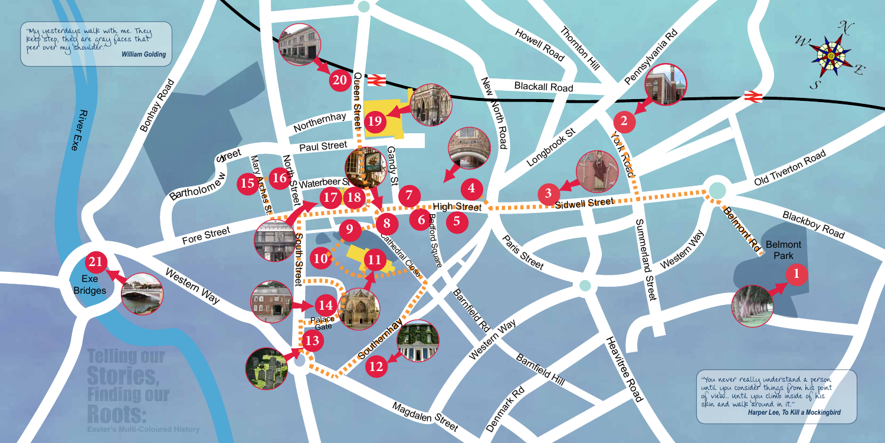"My yesterdays walk with me. They keep step, they are gray faces that peer over my shoulder."

*William Golding*

# Telling our Stories, Finding our Roots:

Exeter's Multi-Coloured History

"You never really understand a person until you consider things from his point of view... until you climb inside of his skin and walk around in it."

*Harper Lee, To Kill a Mockingbird*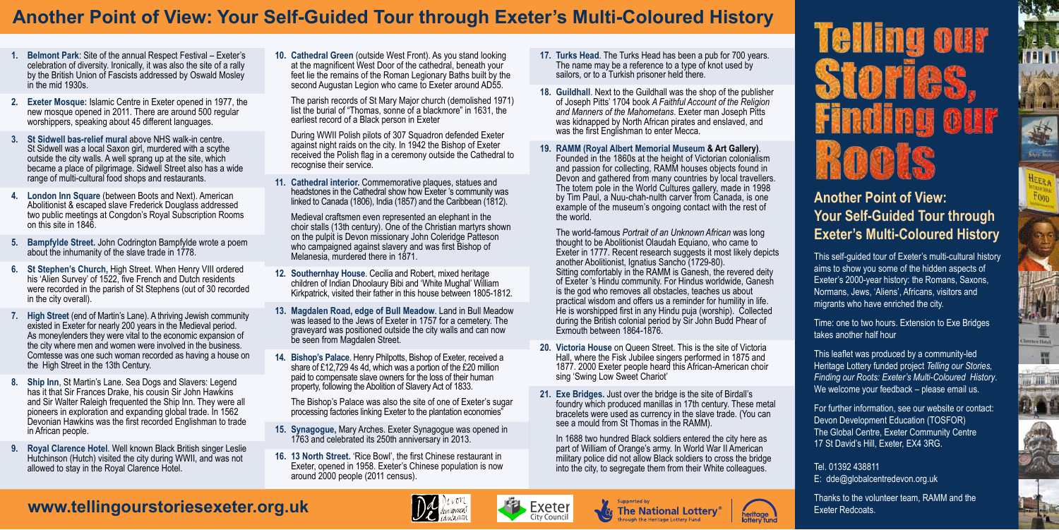# Another Point of View: Your Self-Guided Tour through Exeter's Multi-Coloured History

1. **Belmont Park**: Site of the annual Respect Festival – Exeter's celebration of diversity. Ironically, it was also the site of a rally by the British Union of Fascists addressed by Oswald Mosley in the mid 1930s.

2. **Exeter Mosque:** Islamic Centre in Exeter opened in 1977, the new mosque opened in 2011. There are around 500 regular worshippers, speaking about 45 different languages.

3. **St Sidwell bas-relief mural** above NHS walk-in centre. St Sidwell was a local Saxon girl, murdered with a scythe outside the city walls. A well sprang up at the site, which became a place of pilgrimage. Sidwell Street also has a wide range of multi-cultural food shops and restaurants.

4. **London Inn Square** (between Boots and Next). American Abolitionist & escaped slave Frederick Douglass addressed two public meetings at Congdon's Royal Subscription Rooms on this site in 1846.

5. **Bampfylde Street.** John Codrington Bampfylde wrote a poem about the inhumanity of the slave trade in 1778.

6. **St Stephen's Church,** High Street. When Henry VIII ordered his 'Alien Survey' of 1522, five French and Dutch residents were recorded in the parish of St Stephens (out of 30 recorded in the city overall).

7. **High Street** (end of Martin's Lane). A thriving Jewish community existed in Exeter for nearly 200 years in the Medieval period. As moneylenders they were vital to the economic expansion of the city where men and women were involved in the business. Comtesse was one such woman recorded as having a house on the High Street in the 13th Century.

8. **Ship Inn**, St Martin's Lane. Sea Dogs and Slavers: Legend has it that Sir Frances Drake, his cousin Sir John Hawkins and Sir Walter Raleigh frequented the Ship Inn. They were all pioneers in exploration and expanding global trade. In 1562 Devonian Hawkins was the first recorded Englishman to trade in African people.

9. **Royal Clarence Hotel**. Well known Black British singer Leslie Hutchinson (Hutch) visited the city during WWII, and was not allowed to stay in the Royal Clarence Hotel.

10. **Cathedral Green** (outside West Front). As you stand looking at the magnificent West Door of the cathedral, beneath your feet lie the remains of the Roman Legionary Baths built by the second Augustan Legion who came to Exeter around AD55.

    The parish records of St Mary Major church (demolished 1971) list the burial of "Thomas, sonne of a blackmore" in 1631, the earliest record of a Black person in Exeter

    During WWII Polish pilots of 307 Squadron defended Exeter against night raids on the city. In 1942 the Bishop of Exeter received the Polish flag in a ceremony outside the Cathedral to recognise their service.

11. **Cathedral interior.** Commemorative plaques, statues and headstones in the Cathedral show how Exeter's community was linked to Canada (1806), India (1857) and the Caribbean (1812).

    Medieval craftsmen even represented an elephant in the choir stalls (13th century). One of the Christian martyrs shown on the pulpit is Devon missionary John Coleridge Patteson who campaigned against slavery and was first Bishop of Melanesia, murdered there in 1871.

12. **Southernhay House**. Cecilia and Robert, mixed heritage children of Indian Dhoolaury Bibi and 'White Mughal' William Kirkpatrick, visited their father in this house between 1805-1812.

13. **Magdalen Road, edge of Bull Meadow**. Land in Bull Meadow was leased to the Jews of Exeter in 1757 for a cemetery. The graveyard was positioned outside the city walls and can now be seen from Magdalen Street.

14. **Bishop's Palace**. Henry Philpotts, Bishop of Exeter, received a share of £12,729 4s 4d, which was a portion of the £20 million paid to compensate slave owners for the loss of their human property, following the Abolition of Slavery Act of 1833.

    The Bishop's Palace was also the site of one of Exeter's sugar processing factories linking Exeter to the plantation economies"

15. **Synagogue,** Mary Arches. Exeter Synagogue was opened in 1763 and celebrated its 250th anniversary in 2013.

16. **13 North Street.** 'Rice Bowl', the first Chinese restaurant in Exeter, opened in 1958. Exeter's Chinese population is now around 2000 people (2011 census).

17. **Turks Head**. The Turks Head has been a pub for 700 years. The name may be a reference to a type of knot used by sailors, or to a Turkish prisoner held there.

18. **Guildhall**. Next to the Guildhall was the shop of the publisher of Joseph Pitts' 1704 book *A Faithful Account of the Religion and Manners of the Mahometans*. Exeter man Joseph Pitts was kidnapped by North African pirates and enslaved, and was the first Englishman to enter Mecca.

19. **RAMM (Royal Albert Memorial Museum & Art Gallery)**. Founded in the 1860s at the height of Victorian colonialism and passion for collecting, RAMM houses objects found in Devon and gathered from many countries by local travellers. The totem pole in the World Cultures gallery, made in 1998 by Tim Paul, a Nuu-chah-nulth carver from Canada, is one example of the museum's ongoing contact with the rest of the world.

    The world-famous *Portrait of an Unknown African* was long thought to be Abolitionist Olaudah Equiano, who came to Exeter in 1777. Recent research suggests it most likely depicts another Abolitionist, Ignatius Sancho (1729-80). Sitting comfortably in the RAMM is Ganesh, the revered deity of Exeter's Hindu community. For Hindus worldwide, Ganesh is the god who removes all obstacles, teaches us about practical wisdom and offers us a reminder for humility in life. He is worshipped first in any Hindu puja (worship). Collected during the British colonial period by Sir John Budd Phear of Exmouth between 1864-1876.

20. **Victoria House** on Queen Street. This is the site of Victoria Hall, where the Fisk Jubilee singers performed in 1875 and 1877. 2000 Exeter people heard this African-American choir sing 'Swing Low Sweet Chariot'

21. **Exe Bridges.** Just over the bridge is the site of Birdall's foundry which produced manillas in 17th century. These metal bracelets were used as currency in the slave trade. (You can see a mould from St Thomas in the RAMM).

    In 1688 two hundred Black soldiers entered the city here as part of William of Orange's army. In World War II American military police did not allow Black soldiers to cross the bridge into the city, to segregate them from their White colleagues.

**www.tellingourstoriesexeter.org.uk**

# Telling our Stories, Finding our Roots

## Another Point of View: Your Self-Guided Tour through Exeter's Multi-Coloured History

This self-guided tour of Exeter's multi-cultural history aims to show you some of the hidden aspects of Exeter's 2000-year history: the Romans, Saxons, Normans, Jews, 'Aliens', Africans, visitors and migrants who have enriched the city.

Time: one to two hours. Extension to Exe Bridges takes another half hour

This leaflet was produced by a community-led Heritage Lottery funded project *Telling our Stories, Finding our Roots: Exeter's Multi-Coloured History*. We welcome your feedback – please email us.

For further information, see our website or contact:
Devon Development Education (TOSFOR)
The Global Centre, Exeter Community Centre
17 St David's Hill, Exeter, EX4 3RG.

Tel. 01392 438811
E: dde@globalcentredevon.org.uk

Thanks to the volunteer team, RAMM and the Exeter Redcoats.

Devon development education · Exeter City Council · Supported by The National Lottery through the Heritage Lottery Fund · heritage lottery fund